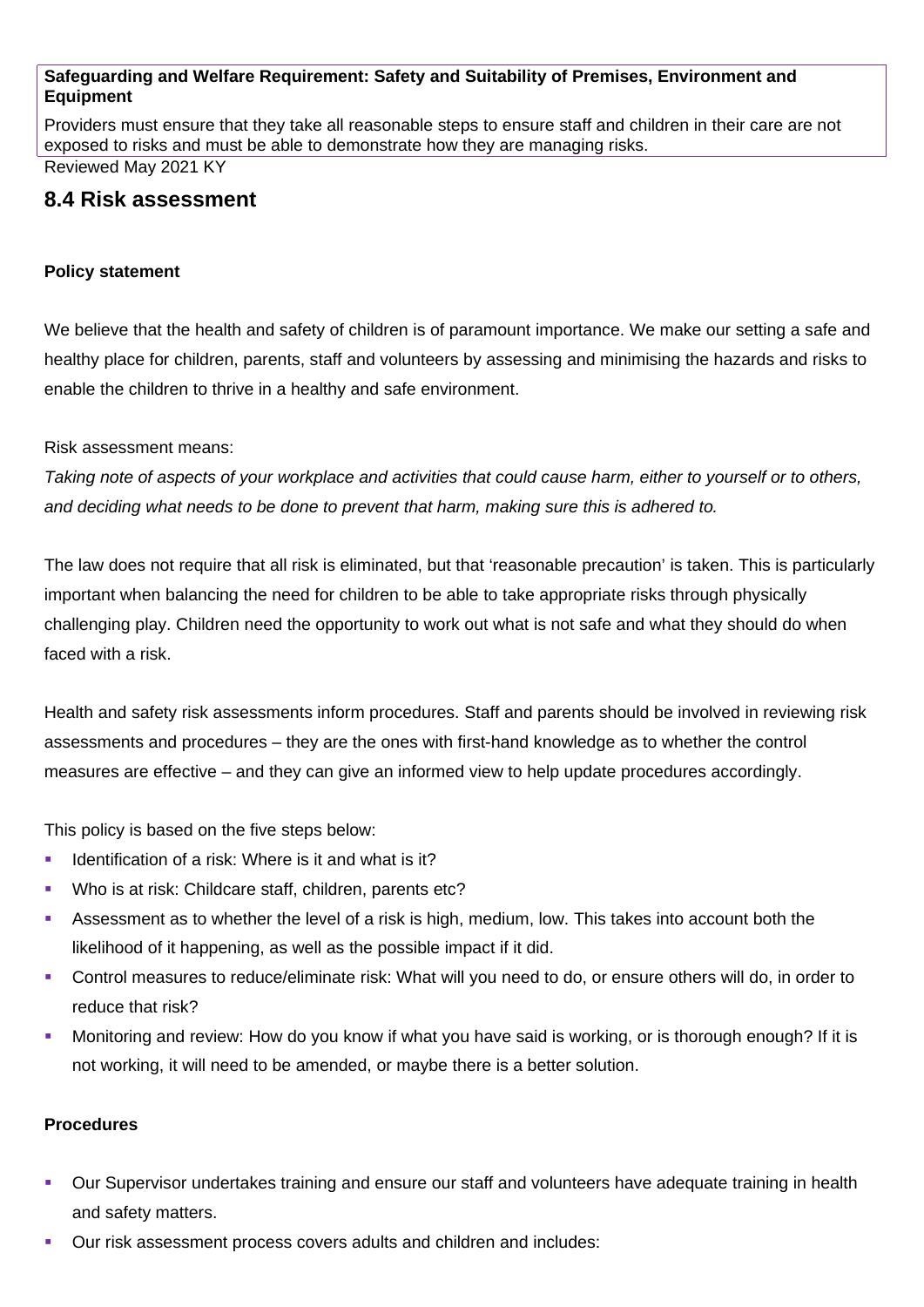**Safeguarding and Welfare Requirement: Safety and Suitability of Premises, Environment and Equipment**

Providers must ensure that they take all reasonable steps to ensure staff and children in their care are not exposed to risks and must be able to demonstrate how they are managing risks.

Reviewed May 2021 KY

## 8.4 Risk assessment

**Policy statement**

We believe that the health and safety of children is of paramount importance. We make our setting a safe and healthy place for children, parents, staff and volunteers by assessing and minimising the hazards and risks to enable the children to thrive in a healthy and safe environment.

Risk assessment means:

*Taking note of aspects of your workplace and activities that could cause harm, either to yourself or to others, and deciding what needs to be done to prevent that harm, making sure this is adhered to.*

The law does not require that all risk is eliminated, but that 'reasonable precaution' is taken. This is particularly important when balancing the need for children to be able to take appropriate risks through physically challenging play. Children need the opportunity to work out what is not safe and what they should do when faced with a risk.

Health and safety risk assessments inform procedures. Staff and parents should be involved in reviewing risk assessments and procedures – they are the ones with first-hand knowledge as to whether the control measures are effective – and they can give an informed view to help update procedures accordingly.

This policy is based on the five steps below:

- Identification of a risk: Where is it and what is it?
- Who is at risk: Childcare staff, children, parents etc?
- Assessment as to whether the level of a risk is high, medium, low. This takes into account both the likelihood of it happening, as well as the possible impact if it did.
- Control measures to reduce/eliminate risk: What will you need to do, or ensure others will do, in order to reduce that risk?
- Monitoring and review: How do you know if what you have said is working, or is thorough enough? If it is not working, it will need to be amended, or maybe there is a better solution.

**Procedures**

- Our Supervisor undertakes training and ensure our staff and volunteers have adequate training in health and safety matters.
- Our risk assessment process covers adults and children and includes: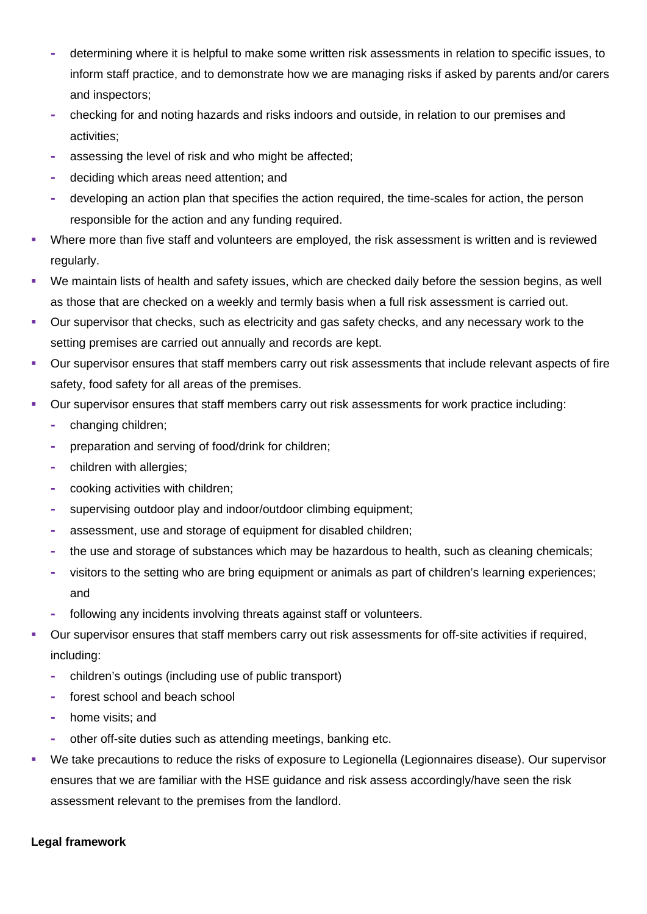- determining where it is helpful to make some written risk assessments in relation to specific issues, to inform staff practice, and to demonstrate how we are managing risks if asked by parents and/or carers and inspectors;
  - checking for and noting hazards and risks indoors and outside, in relation to our premises and activities;
  - assessing the level of risk and who might be affected;
  - deciding which areas need attention; and
  - developing an action plan that specifies the action required, the time-scales for action, the person responsible for the action and any funding required.
- Where more than five staff and volunteers are employed, the risk assessment is written and is reviewed regularly.
- We maintain lists of health and safety issues, which are checked daily before the session begins, as well as those that are checked on a weekly and termly basis when a full risk assessment is carried out.
- Our supervisor that checks, such as electricity and gas safety checks, and any necessary work to the setting premises are carried out annually and records are kept.
- Our supervisor ensures that staff members carry out risk assessments that include relevant aspects of fire safety, food safety for all areas of the premises.
- Our supervisor ensures that staff members carry out risk assessments for work practice including:
  - changing children;
  - preparation and serving of food/drink for children;
  - children with allergies;
  - cooking activities with children;
  - supervising outdoor play and indoor/outdoor climbing equipment;
  - assessment, use and storage of equipment for disabled children;
  - the use and storage of substances which may be hazardous to health, such as cleaning chemicals;
  - visitors to the setting who are bring equipment or animals as part of children's learning experiences; and
  - following any incidents involving threats against staff or volunteers.
- Our supervisor ensures that staff members carry out risk assessments for off-site activities if required, including:
  - children's outings (including use of public transport)
  - forest school and beach school
  - home visits; and
  - other off-site duties such as attending meetings, banking etc.
- We take precautions to reduce the risks of exposure to Legionella (Legionnaires disease). Our supervisor ensures that we are familiar with the HSE guidance and risk assess accordingly/have seen the risk assessment relevant to the premises from the landlord.

**Legal framework**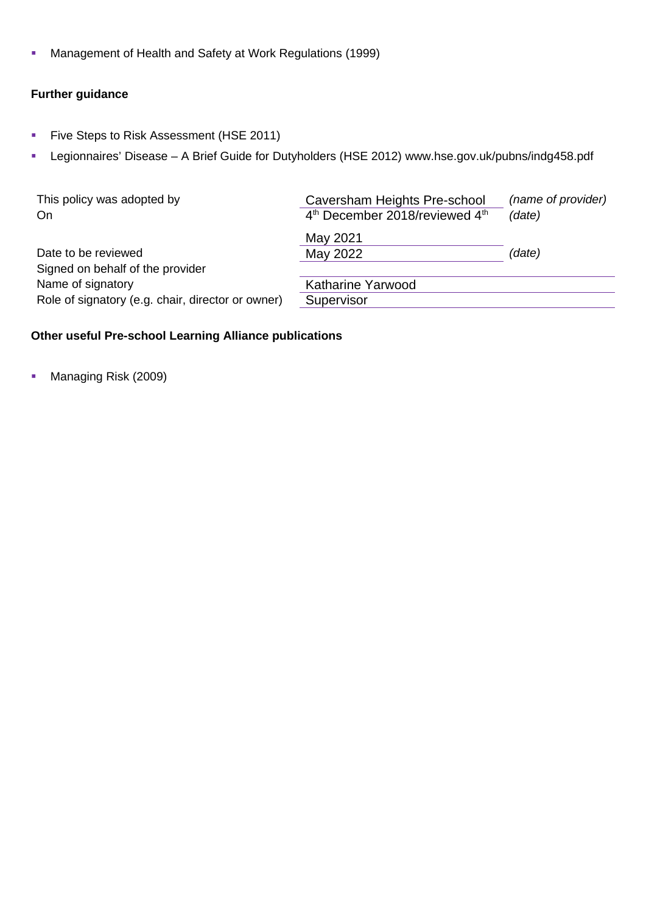- Management of Health and Safety at Work Regulations (1999)

**Further guidance**

- Five Steps to Risk Assessment (HSE 2011)
- Legionnaires' Disease – A Brief Guide for Dutyholders (HSE 2012) www.hse.gov.uk/pubns/indg458.pdf

| | | |
|---|---|---|
| This policy was adopted by | Caversham Heights Pre-school | *(name of provider)* |
| On | 4th December 2018/reviewed 4th May 2021 | *(date)* |
| Date to be reviewed | May 2022 | *(date)* |
| Signed on behalf of the provider | | |
| Name of signatory | Katharine Yarwood | |
| Role of signatory (e.g. chair, director or owner) | Supervisor | |

**Other useful Pre-school Learning Alliance publications**

- Managing Risk (2009)